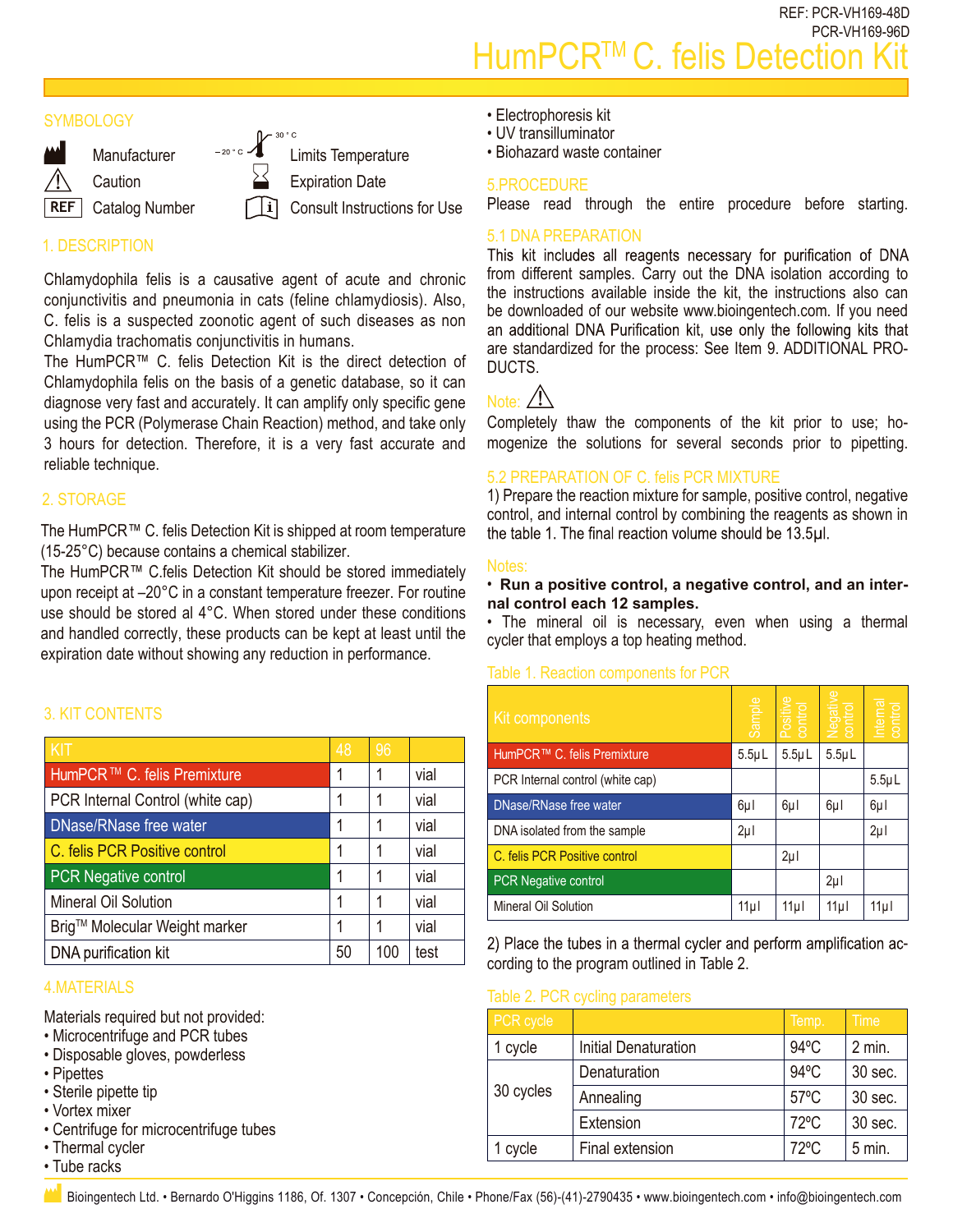REF: PCR-VH169-48D
PCR-VH169-96D

# HumPCR™ C. felis Detection Kit

## SYMBOLOGY

| | | | |
|---|---|---|---|
| | Manufacturer | –20 °C / 30 °C | Limits Temperature |
| | Caution | | Expiration Date |
| REF | Catalog Number | | Consult Instructions for Use |

## 1. DESCRIPTION

Chlamydophila felis is a causative agent of acute and chronic conjunctivitis and pneumonia in cats (feline chlamydiosis). Also, C. felis is a suspected zoonotic agent of such diseases as non Chlamydia trachomatis conjunctivitis in humans.

The HumPCR™ C. felis Detection Kit is the direct detection of Chlamydophila felis on the basis of a genetic database, so it can diagnose very fast and accurately. It can amplify only specific gene using the PCR (Polymerase Chain Reaction) method, and take only 3 hours for detection. Therefore, it is a very fast accurate and reliable technique.

## 2. STORAGE

The HumPCR™ C. felis Detection Kit is shipped at room temperature (15-25°C) because contains a chemical stabilizer.

The HumPCR™ C.felis Detection Kit should be stored immediately upon receipt at –20°C in a constant temperature freezer. For routine use should be stored al 4°C. When stored under these conditions and handled correctly, these products can be kept at least until the expiration date without showing any reduction in performance.

## 3. KIT CONTENTS

| KIT | 48 | 96 | |
|---|---|---|---|
| HumPCR™ C. felis Premixture | 1 | 1 | vial |
| PCR Internal Control (white cap) | 1 | 1 | vial |
| DNase/RNase free water | 1 | 1 | vial |
| C. felis PCR Positive control | 1 | 1 | vial |
| PCR Negative control | 1 | 1 | vial |
| Mineral Oil Solution | 1 | 1 | vial |
| Brig™ Molecular Weight marker | 1 | 1 | vial |
| DNA purification kit | 50 | 100 | test |

## 4.MATERIALS

Materials required but not provided:

- Microcentrifuge and PCR tubes
- Disposable gloves, powderless
- Pipettes
- Sterile pipette tip
- Vortex mixer
- Centrifuge for microcentrifuge tubes
- Thermal cycler
- Tube racks
- Electrophoresis kit
- UV transilluminator
- Biohazard waste container

## 5.PROCEDURE

Please read through the entire procedure before starting.

### 5.1 DNA PREPARATION

This kit includes all reagents necessary for purification of DNA from different samples. Carry out the DNA isolation according to the instructions available inside the kit, the instructions also can be downloaded of our website www.bioingentech.com. If you need an additional DNA Purification kit, use only the following kits that are standardized for the process: See Item 9. ADDITIONAL PRODUCTS.

Note: ⚠

Completely thaw the components of the kit prior to use; homogenize the solutions for several seconds prior to pipetting.

### 5.2 PREPARATION OF C. felis PCR MIXTURE

1) Prepare the reaction mixture for sample, positive control, negative control, and internal control by combining the reagents as shown in the table 1. The final reaction volume should be 13.5µl.

Notes:

- **Run a positive control, a negative control, and an internal control each 12 samples.**
- The mineral oil is necessary, even when using a thermal cycler that employs a top heating method.

Table 1. Reaction components for PCR

| Kit components | Sample | Positive control | Negative control | Internal control |
|---|---|---|---|---|
| HumPCR™ C. felis Premixture | 5.5µL | 5.5µL | 5.5µL | |
| PCR Internal control (white cap) | | | | 5.5µL |
| DNase/RNase free water | 6µl | 6µl | 6µl | 6µl |
| DNA isolated from the sample | 2µl | | | 2µl |
| C. felis PCR Positive control | | 2µl | | |
| PCR Negative control | | | 2µl | |
| Mineral Oil Solution | 11µl | 11µl | 11µl | 11µl |

2) Place the tubes in a thermal cycler and perform amplification according to the program outlined in Table 2.

Table 2. PCR cycling parameters

| PCR cycle | | Temp. | Time |
|---|---|---|---|
| 1 cycle | Initial Denaturation | 94ºC | 2 min. |
| 30 cycles | Denaturation | 94ºC | 30 sec. |
| | Annealing | 57ºC | 30 sec. |
| | Extension | 72ºC | 30 sec. |
| 1 cycle | Final extension | 72ºC | 5 min. |

Bioingentech Ltd. • Bernardo O'Higgins 1186, Of. 1307 • Concepción, Chile • Phone/Fax (56)-(41)-2790435 • www.bioingentech.com • info@bioingentech.com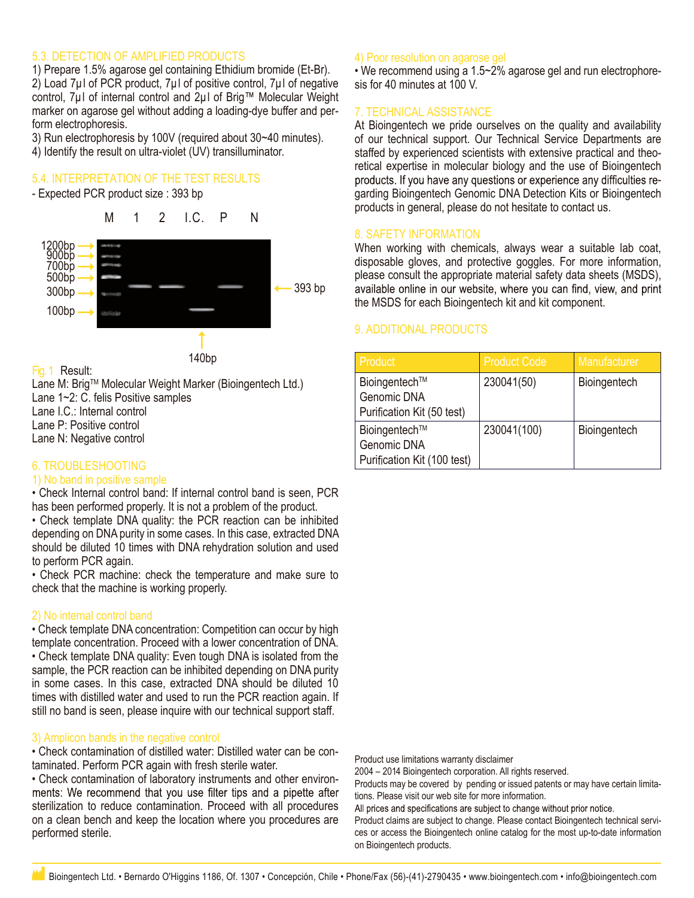### 5.3. DETECTION OF AMPLIFIED PRODUCTS

1) Prepare 1.5% agarose gel containing Ethidium bromide (Et-Br).
2) Load 7μl of PCR product, 7μl of positive control, 7μl of negative control, 7μl of internal control and 2μl of Brig™ Molecular Weight marker on agarose gel without adding a loading-dye buffer and perform electrophoresis.
3) Run electrophoresis by 100V (required about 30~40 minutes).
4) Identify the result on ultra-violet (UV) transilluminator.

### 5.4. INTERPRETATION OF THE TEST RESULTS

- Expected PCR product size : 393 bp

M 1 2 I.C. P N

1200bp
900bp
700bp
500bp
300bp
100bp

393 bp

140bp

Fig. 1 Result:
Lane M: Brig™ Molecular Weight Marker (Bioingentech Ltd.)
Lane 1~2: C. felis Positive samples
Lane I.C.: Internal control
Lane P: Positive control
Lane N: Negative control

## 6. TROUBLESHOOTING

### 1) No band in positive sample

• Check Internal control band: If internal control band is seen, PCR has been performed properly. It is not a problem of the product.
• Check template DNA quality: the PCR reaction can be inhibited depending on DNA purity in some cases. In this case, extracted DNA should be diluted 10 times with DNA rehydration solution and used to perform PCR again.
• Check PCR machine: check the temperature and make sure to check that the machine is working properly.

### 2) No internal control band

• Check template DNA concentration: Competition can occur by high template concentration. Proceed with a lower concentration of DNA.
• Check template DNA quality: Even tough DNA is isolated from the sample, the PCR reaction can be inhibited depending on DNA purity in some cases. In this case, extracted DNA should be diluted 10 times with distilled water and used to run the PCR reaction again. If still no band is seen, please inquire with our technical support staff.

### 3) Amplicon bands in the negative control

• Check contamination of distilled water: Distilled water can be contaminated. Perform PCR again with fresh sterile water.
• Check contamination of laboratory instruments and other environments: We recommend that you use filter tips and a pipette after sterilization to reduce contamination. Proceed with all procedures on a clean bench and keep the location where you procedures are performed sterile.

### 4) Poor resolution on agarose gel

• We recommend using a 1.5~2% agarose gel and run electrophoresis for 40 minutes at 100 V.

## 7. TECHNICAL ASSISTANCE

At Bioingentech we pride ourselves on the quality and availability of our technical support. Our Technical Service Departments are staffed by experienced scientists with extensive practical and theoretical expertise in molecular biology and the use of Bioingentech products. If you have any questions or experience any difficulties regarding Bioingentech Genomic DNA Detection Kits or Bioingentech products in general, please do not hesitate to contact us.

## 8. SAFETY INFORMATION

When working with chemicals, always wear a suitable lab coat, disposable gloves, and protective goggles. For more information, please consult the appropriate material safety data sheets (MSDS), available online in our website, where you can find, view, and print the MSDS for each Bioingentech kit and kit component.

## 9. ADDITIONAL PRODUCTS

| Product | Product Code | Manufacturer |
|---|---|---|
| Bioingentech™ Genomic DNA Purification Kit (50 test) | 230041(50) | Bioingentech |
| Bioingentech™ Genomic DNA Purification Kit (100 test) | 230041(100) | Bioingentech |

Product use limitations warranty disclaimer
2004 – 2014 Bioingentech corporation. All rights reserved.
Products may be covered by pending or issued patents or may have certain limitations. Please visit our web site for more information.
All prices and specifications are subject to change without prior notice.
Product claims are subject to change. Please contact Bioingentech technical services or access the Bioingentech online catalog for the most up-to-date information on Bioingentech products.

Bioingentech Ltd. • Bernardo O'Higgins 1186, Of. 1307 • Concepción, Chile • Phone/Fax (56)-(41)-2790435 • www.bioingentech.com • info@bioingentech.com